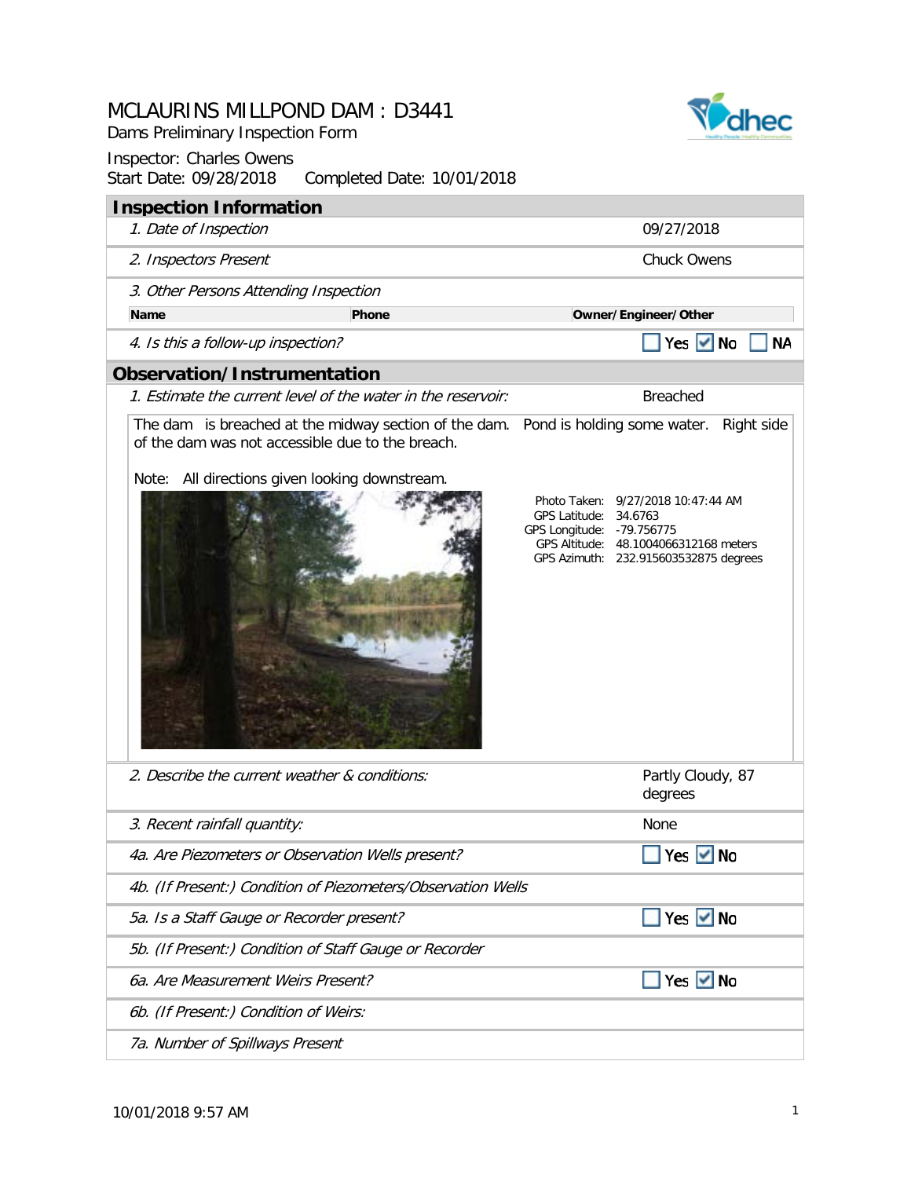# MCLAURINS MILLPOND DAM : D3441

Dams Preliminary Inspection Form

Inspector: Charles Owens

Start Date: 09/28/2018    Completed Date: 10/01/2018

## Inspection Information

| | |
|---|---|
| *1. Date of Inspection* | 09/27/2018 |
| *2. Inspectors Present* | Chuck Owens |
| *3. Other Persons Attending Inspection* | |

| Name | Phone | Owner/Engineer/Other |
|---|---|---|
| | | |

| | |
|---|---|
| *4. Is this a follow-up inspection?* | ☐ Yes ☑ No ☐ NA |

## Observation/Instrumentation

| | |
|---|---|
| *1. Estimate the current level of the water in the reservoir:* | Breached |

The dam is breached at the midway section of the dam. Pond is holding some water. Right side of the dam was not accessible due to the breach.

Note: All directions given looking downstream.

Photo Taken: 9/27/2018 10:47:44 AM
GPS Latitude: 34.6763
GPS Longitude: -79.756775
GPS Altitude: 48.1004066312168 meters
GPS Azimuth: 232.915603532875 degrees

| | |
|---|---|
| *2. Describe the current weather & conditions:* | Partly Cloudy, 87 degrees |
| *3. Recent rainfall quantity:* | None |
| *4a. Are Piezometers or Observation Wells present?* | ☐ Yes ☑ No |
| *4b. (If Present:) Condition of Piezometers/Observation Wells* | |
| *5a. Is a Staff Gauge or Recorder present?* | ☐ Yes ☑ No |
| *5b. (If Present:) Condition of Staff Gauge or Recorder* | |
| *6a. Are Measurement Weirs Present?* | ☐ Yes ☑ No |
| *6b. (If Present:) Condition of Weirs:* | |
| *7a. Number of Spillways Present* | |

10/01/2018 9:57 AM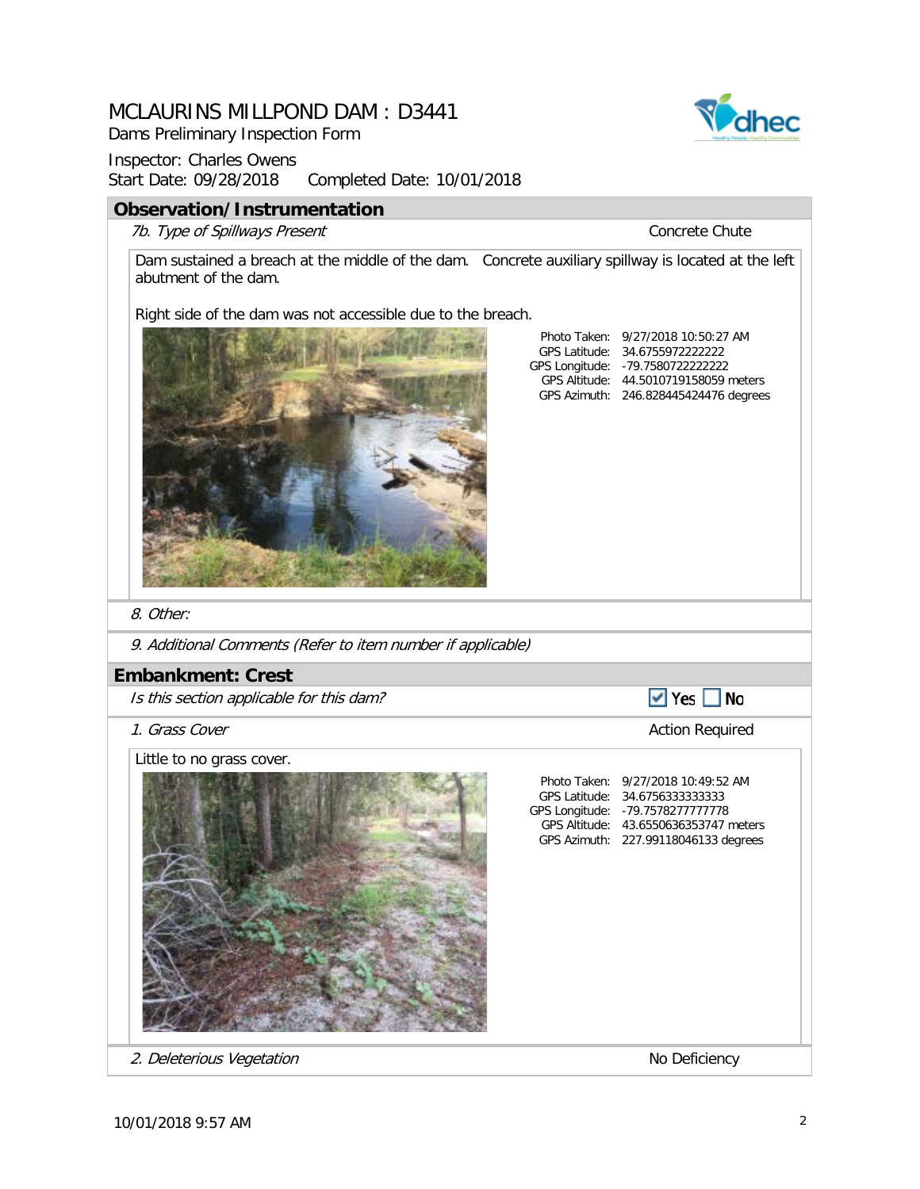# MCLAURINS MILLPOND DAM : D3441

Dams Preliminary Inspection Form

Inspector: Charles Owens
Start Date: 09/28/2018 Completed Date: 10/01/2018

## Observation/Instrumentation

*7b. Type of Spillways Present* — Concrete Chute

Dam sustained a breach at the middle of the dam. Concrete auxiliary spillway is located at the left abutment of the dam.

Right side of the dam was not accessible due to the breach.

Photo Taken: 9/27/2018 10:50:27 AM
GPS Latitude: 34.6755972222222
GPS Longitude: -79.7580722222222
GPS Altitude: 44.5010719158059 meters
GPS Azimuth: 246.828445424476 degrees

*8. Other:*

*9. Additional Comments (Refer to item number if applicable)*

## Embankment: Crest

*Is this section applicable for this dam?* ☑ Yes ☐ No

*1. Grass Cover* — Action Required

Little to no grass cover.

Photo Taken: 9/27/2018 10:49:52 AM
GPS Latitude: 34.6756333333333
GPS Longitude: -79.7578277777778
GPS Altitude: 43.6550636353747 meters
GPS Azimuth: 227.99118046133 degrees

*2. Deleterious Vegetation* — No Deficiency

10/01/2018 9:57 AM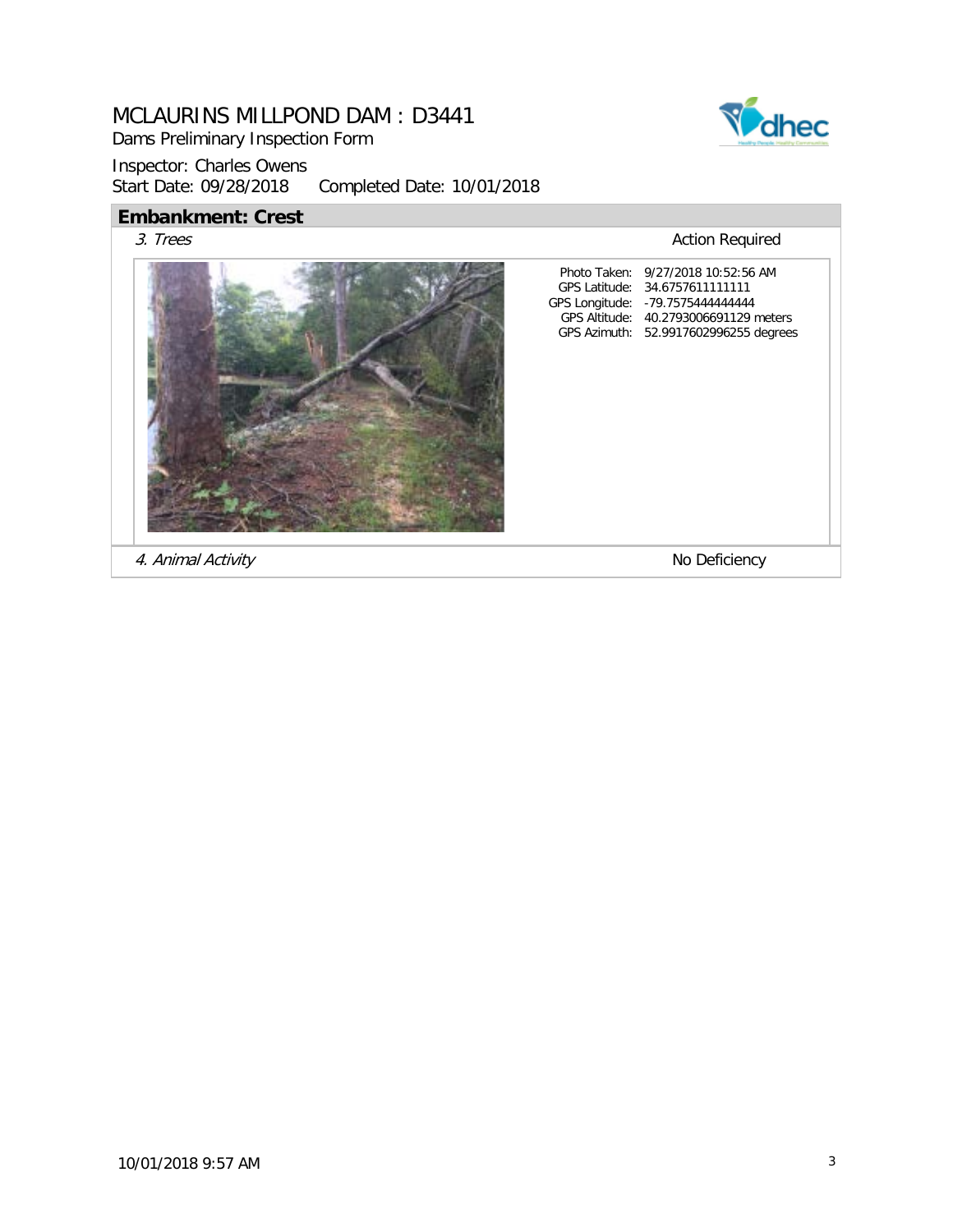# MCLAURINS MILLPOND DAM : D3441

Dams Preliminary Inspection Form

Inspector: Charles Owens

Start Date: 09/28/2018 Completed Date: 10/01/2018

## Embankment: Crest

| Item | Status |
|---|---|
| *3. Trees* | Action Required |

| | |
|---|---|
| Photo Taken: | 9/27/2018 10:52:56 AM |
| GPS Latitude: | 34.6757611111111 |
| GPS Longitude: | -79.7575444444444 |
| GPS Altitude: | 40.2793006691129 meters |
| GPS Azimuth: | 52.9917602996255 degrees |

| Item | Status |
|---|---|
| *4. Animal Activity* | No Deficiency |

10/01/2018 9:57 AM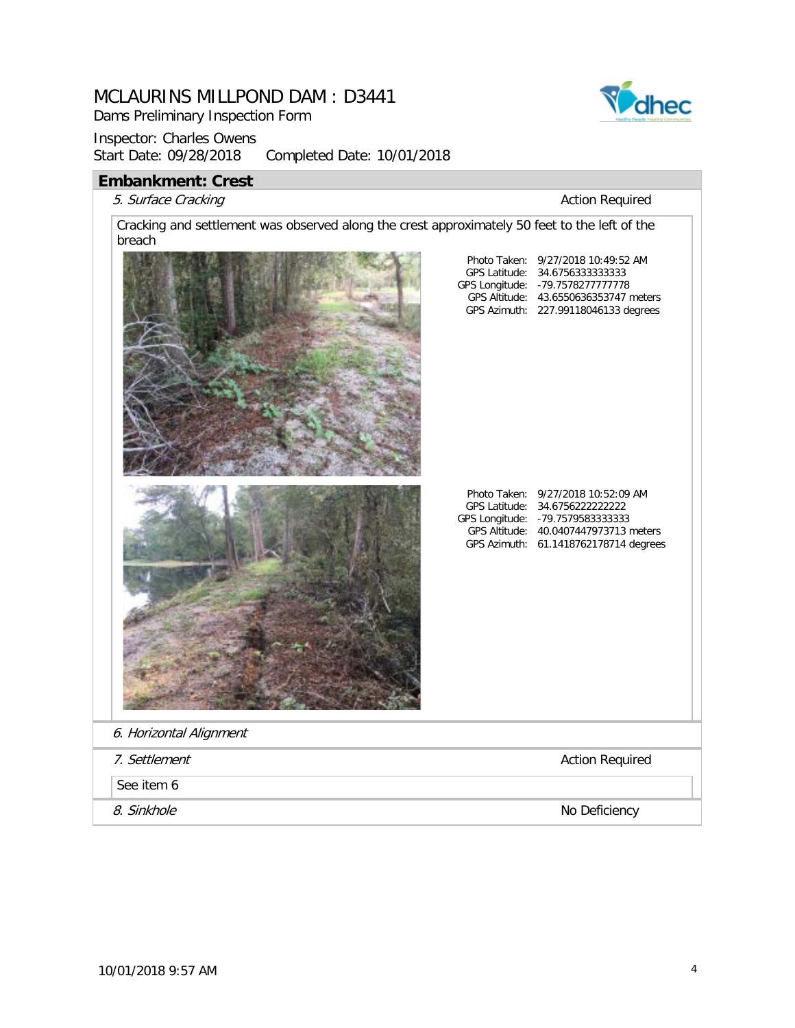# MCLAURINS MILLPOND DAM : D3441

Dams Preliminary Inspection Form

Inspector: Charles Owens

Start Date: 09/28/2018 Completed Date: 10/01/2018

## Embankment: Crest

*5. Surface Cracking* — Action Required

Cracking and settlement was observed along the crest approximately 50 feet to the left of the breach

Photo Taken: 9/27/2018 10:49:52 AM
GPS Latitude: 34.6756333333333
GPS Longitude: -79.7578277777778
GPS Altitude: 43.6550636353747 meters
GPS Azimuth: 227.99118046133 degrees

Photo Taken: 9/27/2018 10:52:09 AM
GPS Latitude: 34.6756222222222
GPS Longitude: -79.7579583333333
GPS Altitude: 40.0407447973713 meters
GPS Azimuth: 61.1418762178714 degrees

*6. Horizontal Alignment*

*7. Settlement* — Action Required

See item 6

*8. Sinkhole* — No Deficiency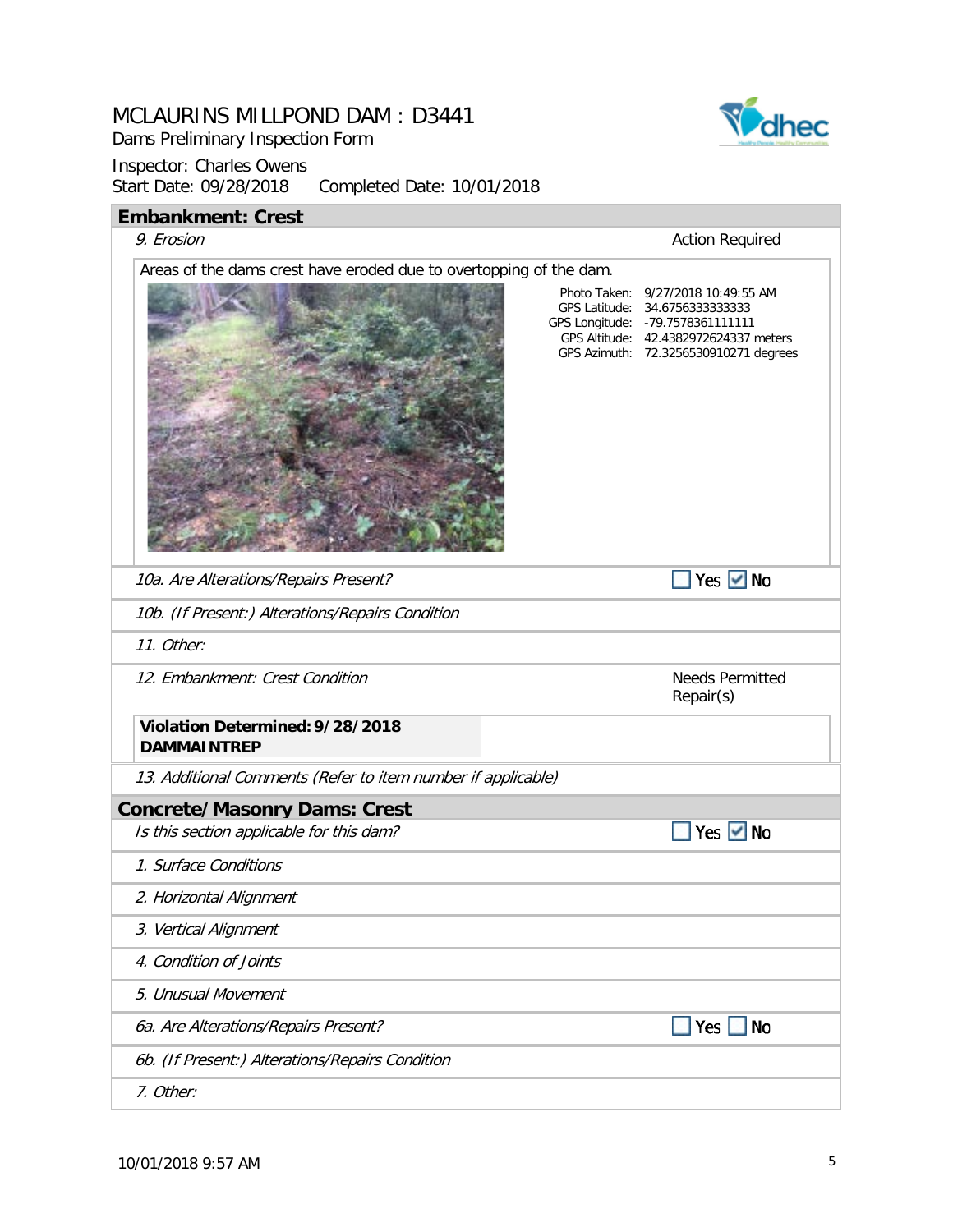# MCLAURINS MILLPOND DAM : D3441

Dams Preliminary Inspection Form

Inspector: Charles Owens

Start Date: 09/28/2018    Completed Date: 10/01/2018

## Embankment: Crest

*9. Erosion* — Action Required

Areas of the dams crest have eroded due to overtopping of the dam.

| | |
|---|---|
| Photo Taken: | 9/27/2018 10:49:55 AM |
| GPS Latitude: | 34.6756333333333 |
| GPS Longitude: | -79.7578361111111 |
| GPS Altitude: | 42.4382972624337 meters |
| GPS Azimuth: | 72.3256530910271 degrees |

*10a. Are Alterations/Repairs Present?* — ☐ Yes ☑ No

*10b. (If Present:) Alterations/Repairs Condition*

*11. Other:*

*12. Embankment: Crest Condition* — Needs Permitted Repair(s)

**Violation Determined: 9/28/2018**
**DAMMAINTREP**

*13. Additional Comments (Refer to item number if applicable)*

## Concrete/Masonry Dams: Crest

*Is this section applicable for this dam?* — ☐ Yes ☑ No

*1. Surface Conditions*

*2. Horizontal Alignment*

*3. Vertical Alignment*

*4. Condition of Joints*

*5. Unusual Movement*

*6a. Are Alterations/Repairs Present?* — ☐ Yes ☐ No

*6b. (If Present:) Alterations/Repairs Condition*

*7. Other:*

10/01/2018 9:57 AM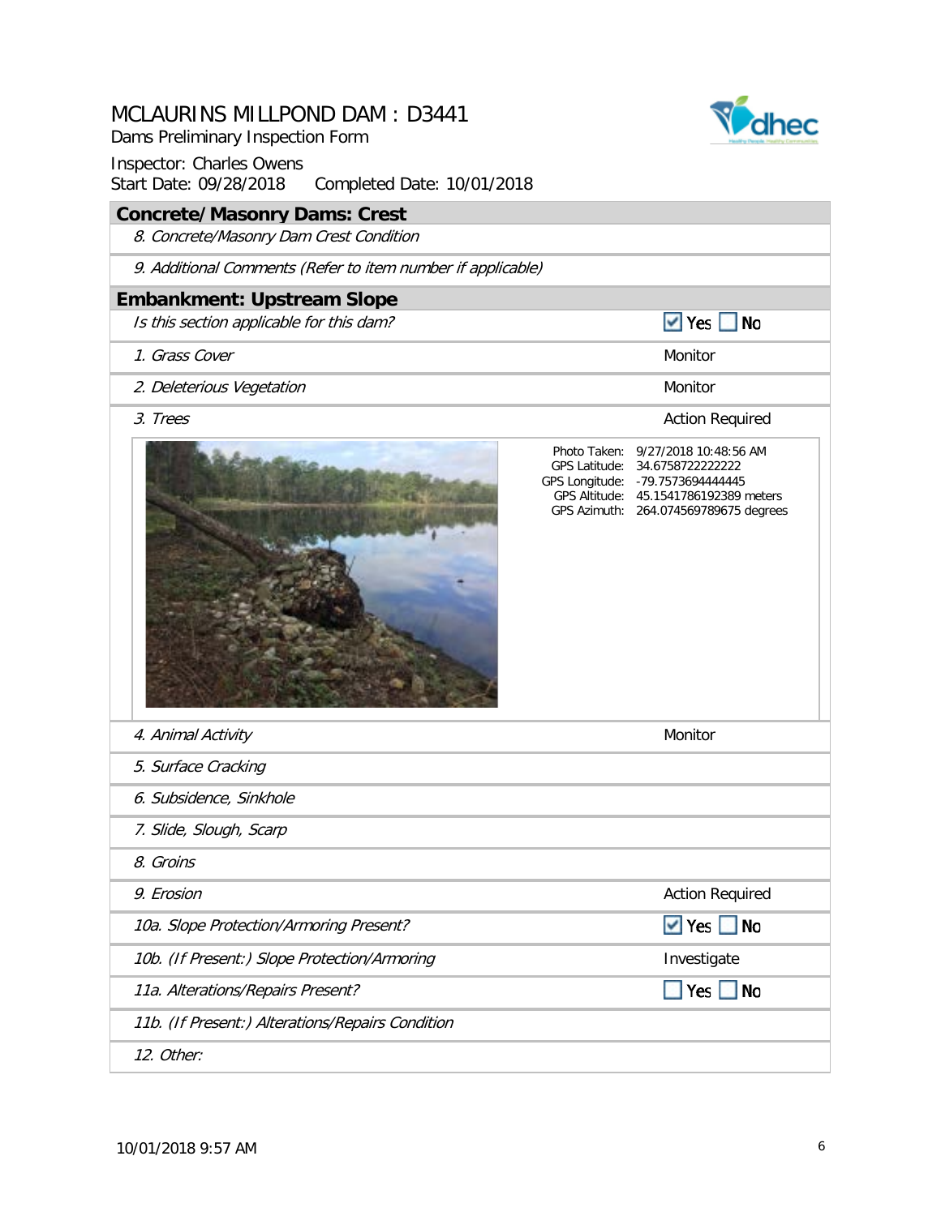# MCLAURINS MILLPOND DAM : D3441

Dams Preliminary Inspection Form

Inspector: Charles Owens

Start Date: 09/28/2018 Completed Date: 10/01/2018

## Concrete/Masonry Dams: Crest

| Item | Value |
|---|---|
| *8. Concrete/Masonry Dam Crest Condition* | |
| *9. Additional Comments (Refer to item number if applicable)* | |

## Embankment: Upstream Slope

| Item | Value |
|---|---|
| *Is this section applicable for this dam?* | ☑ Yes ☐ No |
| *1. Grass Cover* | Monitor |
| *2. Deleterious Vegetation* | Monitor |
| *3. Trees* | Action Required |

Photo Taken: 9/27/2018 10:48:56 AM
GPS Latitude: 34.6758722222222
GPS Longitude: -79.7573694444445
GPS Altitude: 45.1541786192389 meters
GPS Azimuth: 264.074569789675 degrees

| Item | Value |
|---|---|
| *4. Animal Activity* | Monitor |
| *5. Surface Cracking* | |
| *6. Subsidence, Sinkhole* | |
| *7. Slide, Slough, Scarp* | |
| *8. Groins* | |
| *9. Erosion* | Action Required |
| *10a. Slope Protection/Armoring Present?* | ☑ Yes ☐ No |
| *10b. (If Present:) Slope Protection/Armoring* | Investigate |
| *11a. Alterations/Repairs Present?* | ☐ Yes ☐ No |
| *11b. (If Present:) Alterations/Repairs Condition* | |
| *12. Other:* | |

10/01/2018 9:57 AM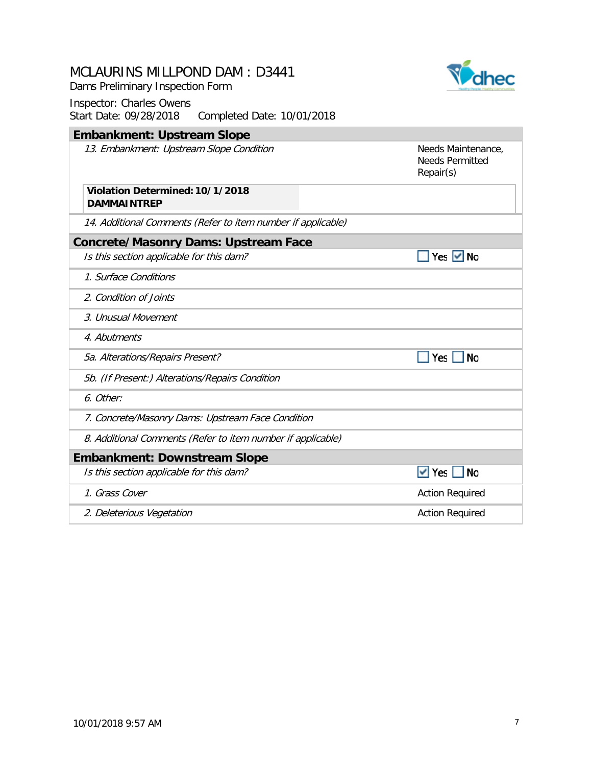# MCLAURINS MILLPOND DAM : D3441

Dams Preliminary Inspection Form

Inspector: Charles Owens
Start Date: 09/28/2018 Completed Date: 10/01/2018

## Embankment: Upstream Slope

| | |
|---|---|
| *13. Embankment: Upstream Slope Condition* | Needs Maintenance, Needs Permitted Repair(s) |
| **Violation Determined: 10/1/2018**<br>**DAMMAINTREP** | |
| *14. Additional Comments (Refer to item number if applicable)* | |

## Concrete/Masonry Dams: Upstream Face

| | |
|---|---|
| *Is this section applicable for this dam?* | ☐ Yes ☑ No |
| *1. Surface Conditions* | |
| *2. Condition of Joints* | |
| *3. Unusual Movement* | |
| *4. Abutments* | |
| *5a. Alterations/Repairs Present?* | ☐ Yes ☐ No |
| *5b. (If Present:) Alterations/Repairs Condition* | |
| *6. Other:* | |
| *7. Concrete/Masonry Dams: Upstream Face Condition* | |
| *8. Additional Comments (Refer to item number if applicable)* | |

## Embankment: Downstream Slope

| | |
|---|---|
| *Is this section applicable for this dam?* | ☑ Yes ☐ No |
| *1. Grass Cover* | Action Required |
| *2. Deleterious Vegetation* | Action Required |

10/01/2018 9:57 AM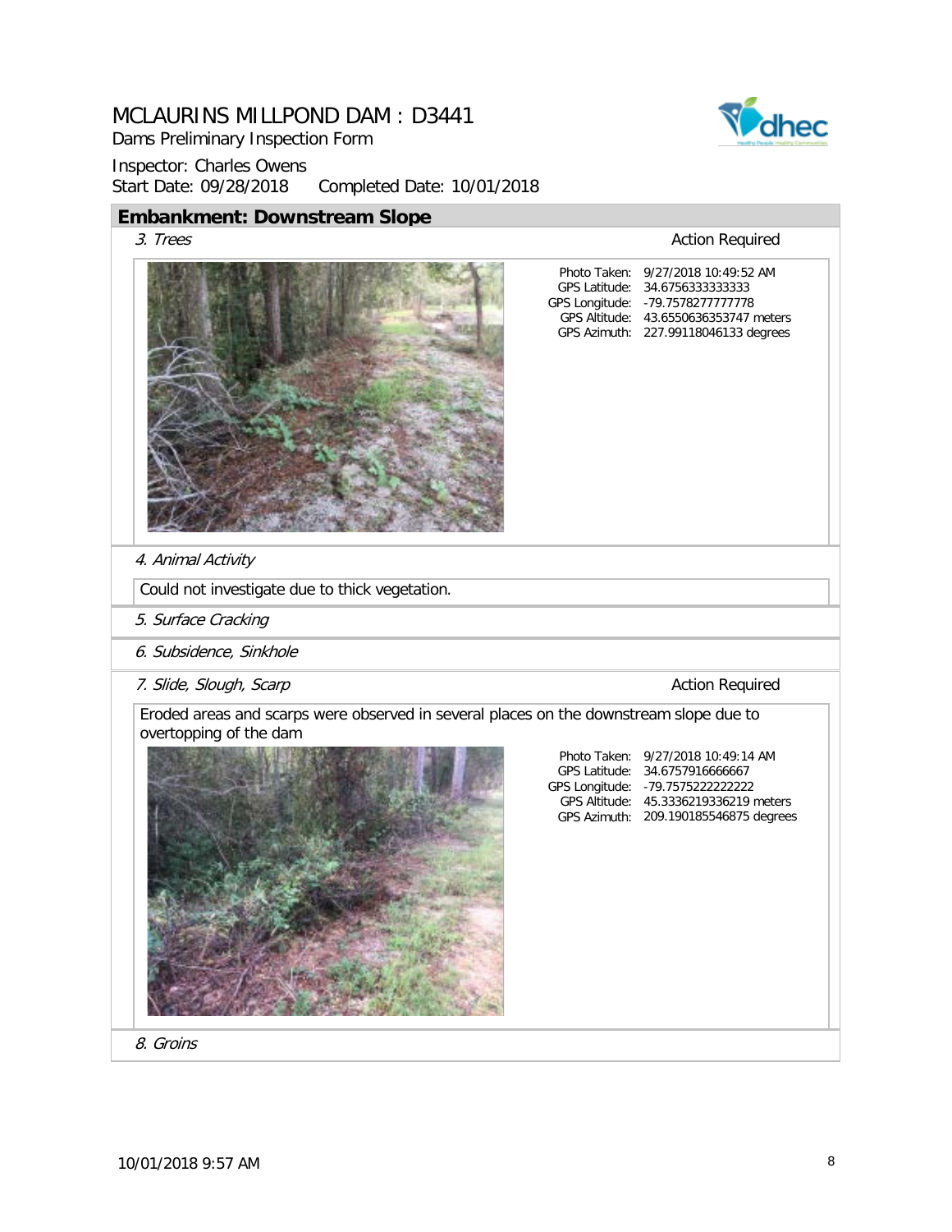# MCLAURINS MILLPOND DAM : D3441

Dams Preliminary Inspection Form

Inspector: Charles Owens

Start Date: 09/28/2018 Completed Date: 10/01/2018

## Embankment: Downstream Slope

*3. Trees* — Action Required

| | |
|---|---|
| Photo Taken: | 9/27/2018 10:49:52 AM |
| GPS Latitude: | 34.6756333333333 |
| GPS Longitude: | -79.7578277777778 |
| GPS Altitude: | 43.6550636353747 meters |
| GPS Azimuth: | 227.99118046133 degrees |

*4. Animal Activity*

Could not investigate due to thick vegetation.

*5. Surface Cracking*

*6. Subsidence, Sinkhole*

*7. Slide, Slough, Scarp* — Action Required

Eroded areas and scarps were observed in several places on the downstream slope due to overtopping of the dam

| | |
|---|---|
| Photo Taken: | 9/27/2018 10:49:14 AM |
| GPS Latitude: | 34.6757916666667 |
| GPS Longitude: | -79.7575222222222 |
| GPS Altitude: | 45.3336219336219 meters |
| GPS Azimuth: | 209.190185546875 degrees |

*8. Groins*

10/01/2018 9:57 AM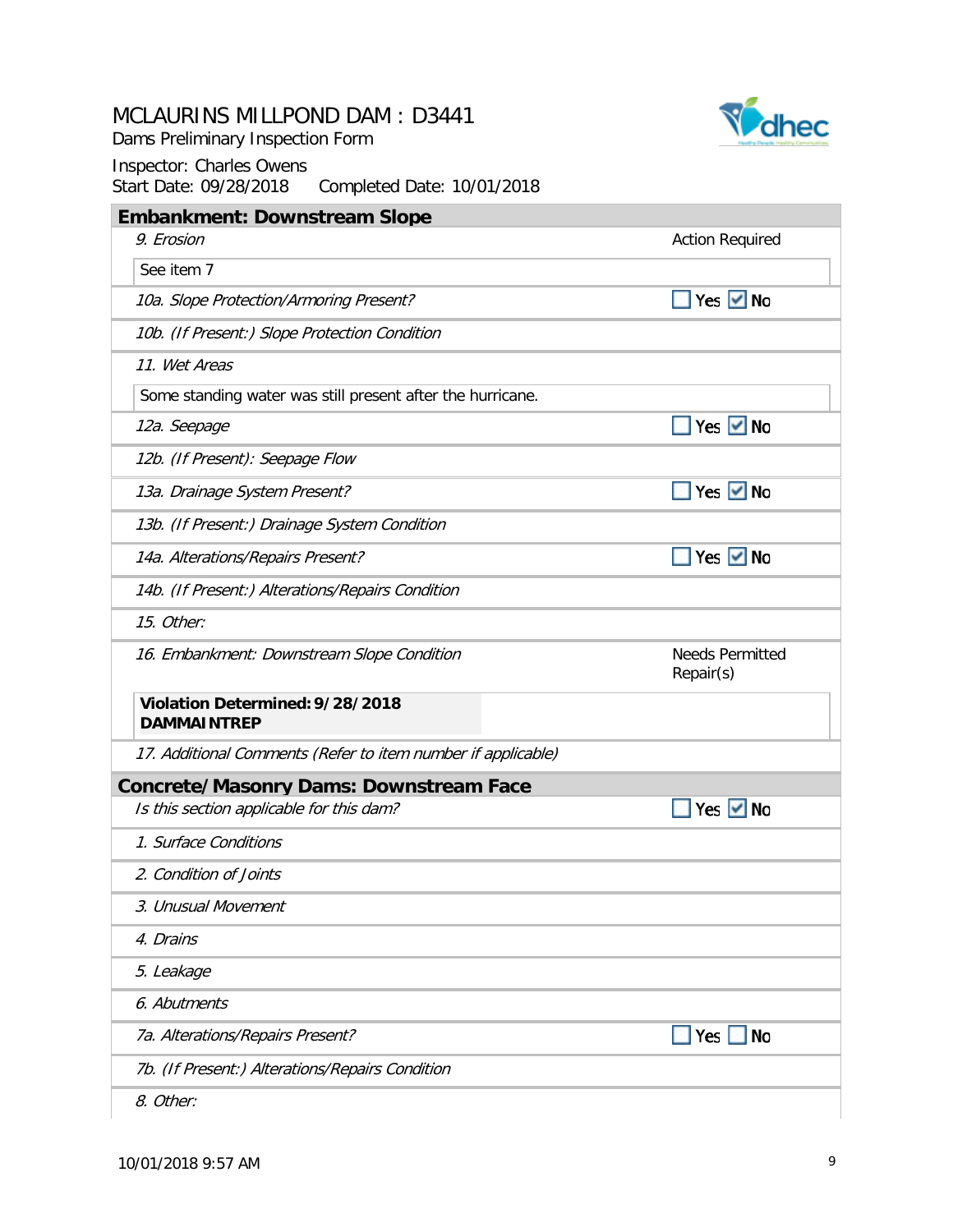# MCLAURINS MILLPOND DAM : D3441

Dams Preliminary Inspection Form

Inspector: Charles Owens
Start Date: 09/28/2018 Completed Date: 10/01/2018

## Embankment: Downstream Slope

| | |
|---|---|
| *9. Erosion* | Action Required |
| See item 7 | |
| *10a. Slope Protection/Armoring Present?* | ☐ Yes ☑ No |
| *10b. (If Present:) Slope Protection Condition* | |
| *11. Wet Areas* | |
| Some standing water was still present after the hurricane. | |
| *12a. Seepage* | ☐ Yes ☑ No |
| *12b. (If Present): Seepage Flow* | |
| *13a. Drainage System Present?* | ☐ Yes ☑ No |
| *13b. (If Present:) Drainage System Condition* | |
| *14a. Alterations/Repairs Present?* | ☐ Yes ☑ No |
| *14b. (If Present:) Alterations/Repairs Condition* | |
| *15. Other:* | |
| *16. Embankment: Downstream Slope Condition* | Needs Permitted Repair(s) |
| **Violation Determined: 9/28/2018 DAMMAINTREP** | |
| *17. Additional Comments (Refer to item number if applicable)* | |

## Concrete/Masonry Dams: Downstream Face

| | |
|---|---|
| *Is this section applicable for this dam?* | ☐ Yes ☑ No |
| *1. Surface Conditions* | |
| *2. Condition of Joints* | |
| *3. Unusual Movement* | |
| *4. Drains* | |
| *5. Leakage* | |
| *6. Abutments* | |
| *7a. Alterations/Repairs Present?* | ☐ Yes ☐ No |
| *7b. (If Present:) Alterations/Repairs Condition* | |
| *8. Other:* | |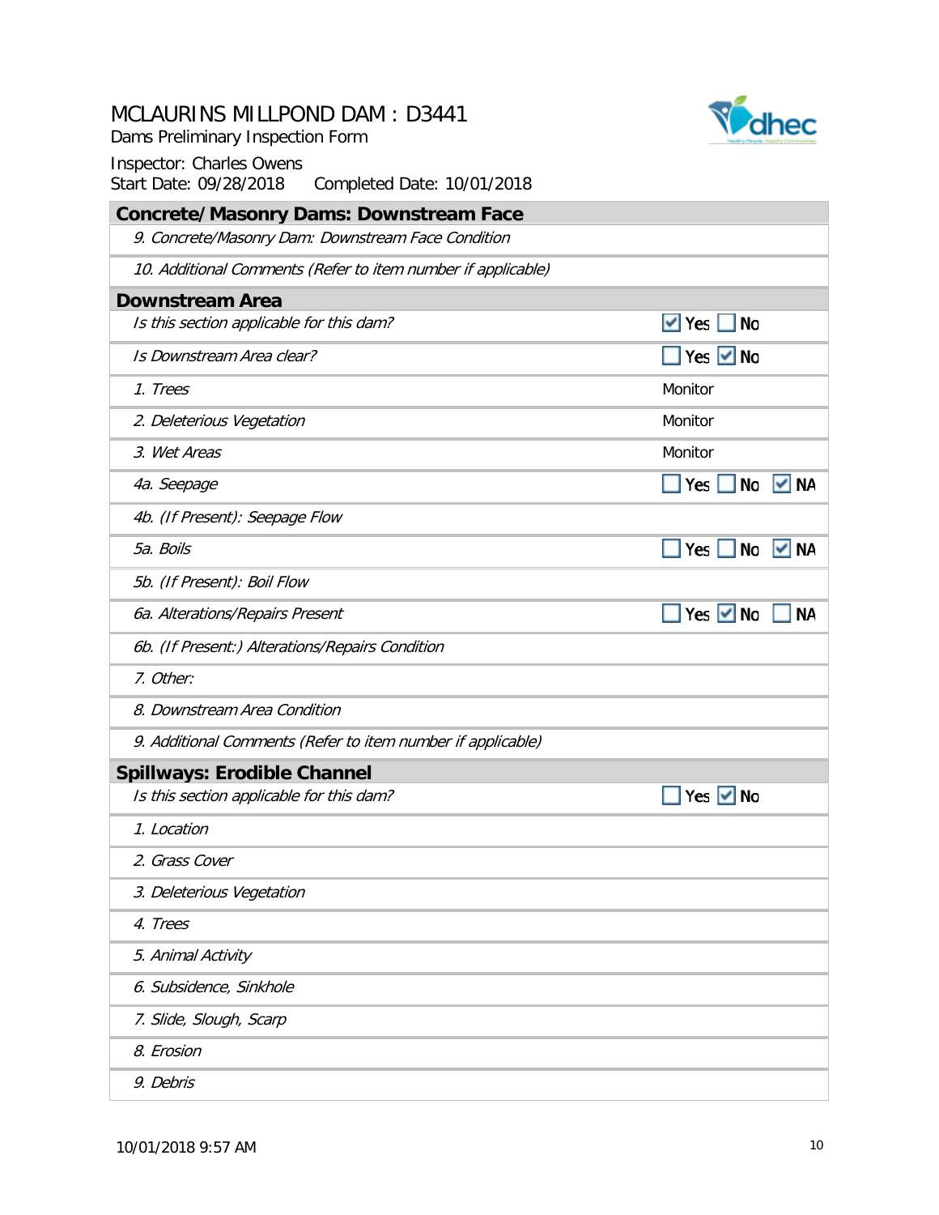# MCLAURINS MILLPOND DAM : D3441

Dams Preliminary Inspection Form

Inspector: Charles Owens

Start Date: 09/28/2018 Completed Date: 10/01/2018

## Concrete/Masonry Dams: Downstream Face

| | |
|---|---|
| *9. Concrete/Masonry Dam: Downstream Face Condition* | |
| *10. Additional Comments (Refer to item number if applicable)* | |

## Downstream Area

| | |
|---|---|
| *Is this section applicable for this dam?* | ☑ Yes ☐ No |
| *Is Downstream Area clear?* | ☐ Yes ☑ No |
| *1. Trees* | Monitor |
| *2. Deleterious Vegetation* | Monitor |
| *3. Wet Areas* | Monitor |
| *4a. Seepage* | ☐ Yes ☐ No ☑ NA |
| *4b. (If Present): Seepage Flow* | |
| *5a. Boils* | ☐ Yes ☐ No ☑ NA |
| *5b. (If Present): Boil Flow* | |
| *6a. Alterations/Repairs Present* | ☐ Yes ☑ No ☐ NA |
| *6b. (If Present:) Alterations/Repairs Condition* | |
| *7. Other:* | |
| *8. Downstream Area Condition* | |
| *9. Additional Comments (Refer to item number if applicable)* | |

## Spillways: Erodible Channel

| | |
|---|---|
| *Is this section applicable for this dam?* | ☐ Yes ☑ No |
| *1. Location* | |
| *2. Grass Cover* | |
| *3. Deleterious Vegetation* | |
| *4. Trees* | |
| *5. Animal Activity* | |
| *6. Subsidence, Sinkhole* | |
| *7. Slide, Slough, Scarp* | |
| *8. Erosion* | |
| *9. Debris* | |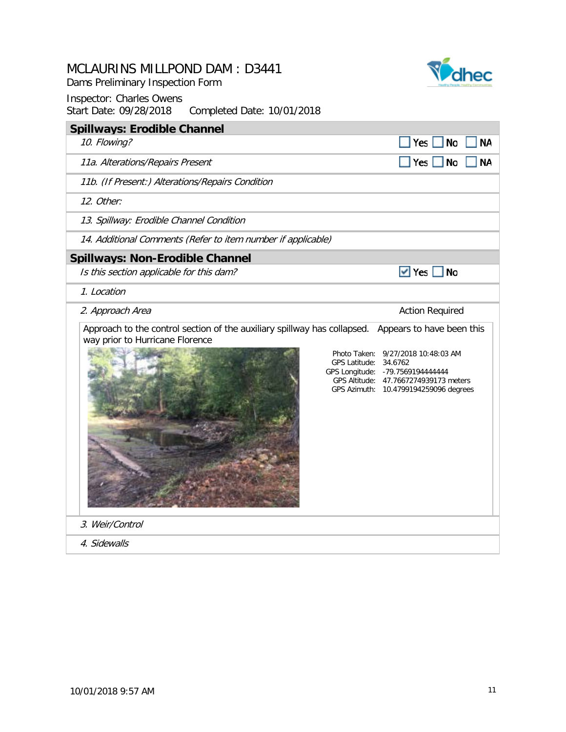# MCLAURINS MILLPOND DAM : D3441

Dams Preliminary Inspection Form

Inspector: Charles Owens
Start Date: 09/28/2018 Completed Date: 10/01/2018

## Spillways: Erodible Channel

| | |
|---|---|
| *10. Flowing?* | ☐ Yes ☐ No ☐ NA |
| *11a. Alterations/Repairs Present* | ☐ Yes ☐ No ☐ NA |
| *11b. (If Present:) Alterations/Repairs Condition* | |
| *12. Other:* | |
| *13. Spillway: Erodible Channel Condition* | |
| *14. Additional Comments (Refer to item number if applicable)* | |

## Spillways: Non-Erodible Channel

| | |
|---|---|
| *Is this section applicable for this dam?* | ☑ Yes ☐ No |
| *1. Location* | |
| *2. Approach Area* | Action Required |

Approach to the control section of the auxiliary spillway has collapsed. Appears to have been this way prior to Hurricane Florence

Photo Taken: 9/27/2018 10:48:03 AM
GPS Latitude: 34.6762
GPS Longitude: -79.7569194444444
GPS Altitude: 47.7667274939173 meters
GPS Azimuth: 10.4799194259096 degrees

*3. Weir/Control*

*4. Sidewalls*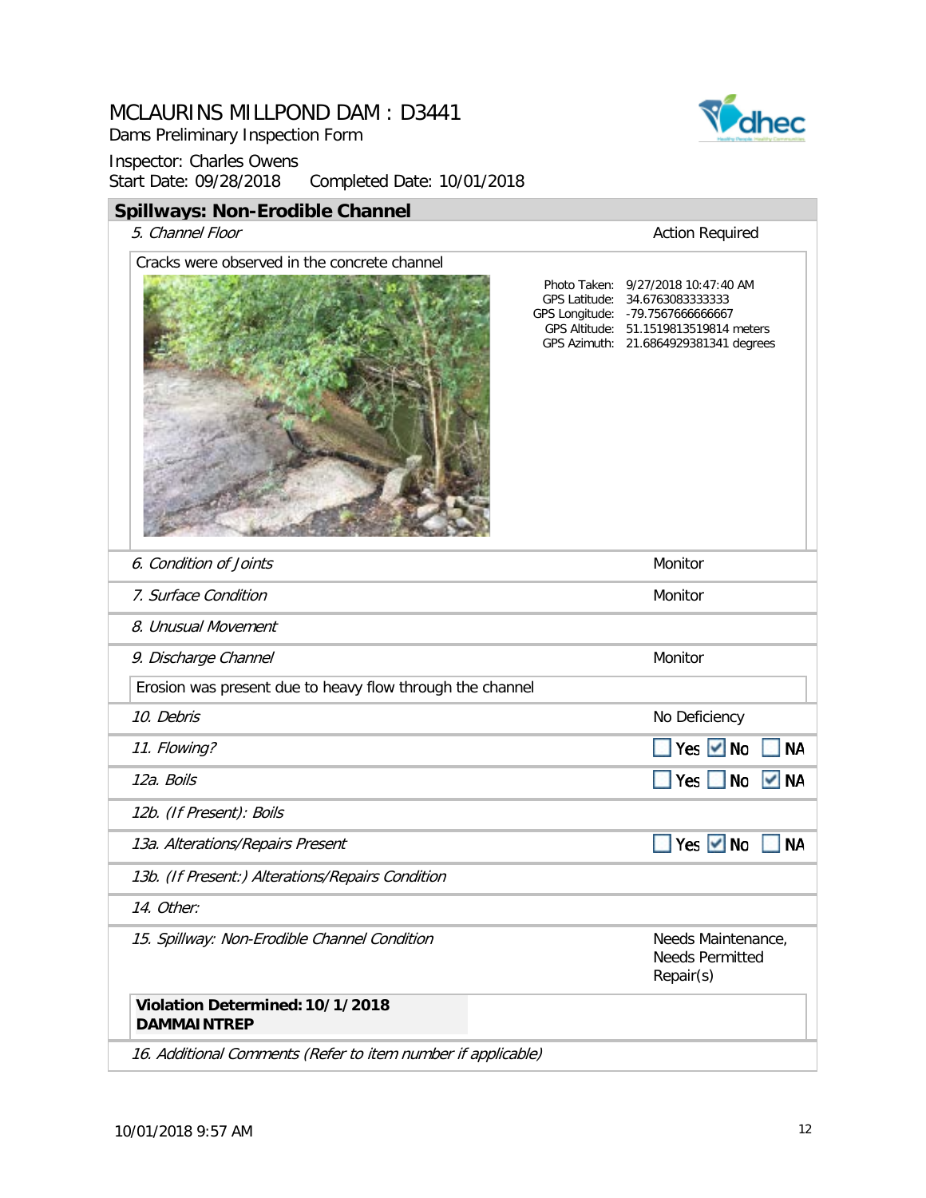# MCLAURINS MILLPOND DAM : D3441

Dams Preliminary Inspection Form

Inspector: Charles Owens

Start Date: 09/28/2018 Completed Date: 10/01/2018

## Spillways: Non-Erodible Channel

| Item | Status |
| --- | --- |
| *5. Channel Floor* | Action Required |

Cracks were observed in the concrete channel

Photo Taken: 9/27/2018 10:47:40 AM
GPS Latitude: 34.6763083333333
GPS Longitude: -79.7567666666667
GPS Altitude: 51.1519813519814 meters
GPS Azimuth: 21.6864929381341 degrees

| Item | Status |
| --- | --- |
| *6. Condition of Joints* | Monitor |
| *7. Surface Condition* | Monitor |
| *8. Unusual Movement* | |
| *9. Discharge Channel* | Monitor |

Erosion was present due to heavy flow through the channel

| Item | Status |
| --- | --- |
| *10. Debris* | No Deficiency |
| *11. Flowing?* | ☐ Yes ☑ No ☐ NA |
| *12a. Boils* | ☐ Yes ☐ No ☑ NA |
| *12b. (If Present): Boils* | |
| *13a. Alterations/Repairs Present* | ☐ Yes ☑ No ☐ NA |
| *13b. (If Present:) Alterations/Repairs Condition* | |
| *14. Other:* | |
| *15. Spillway: Non-Erodible Channel Condition* | Needs Maintenance, Needs Permitted Repair(s) |

**Violation Determined: 10/1/2018**
**DAMMAINTREP**

*16. Additional Comments (Refer to item number if applicable)*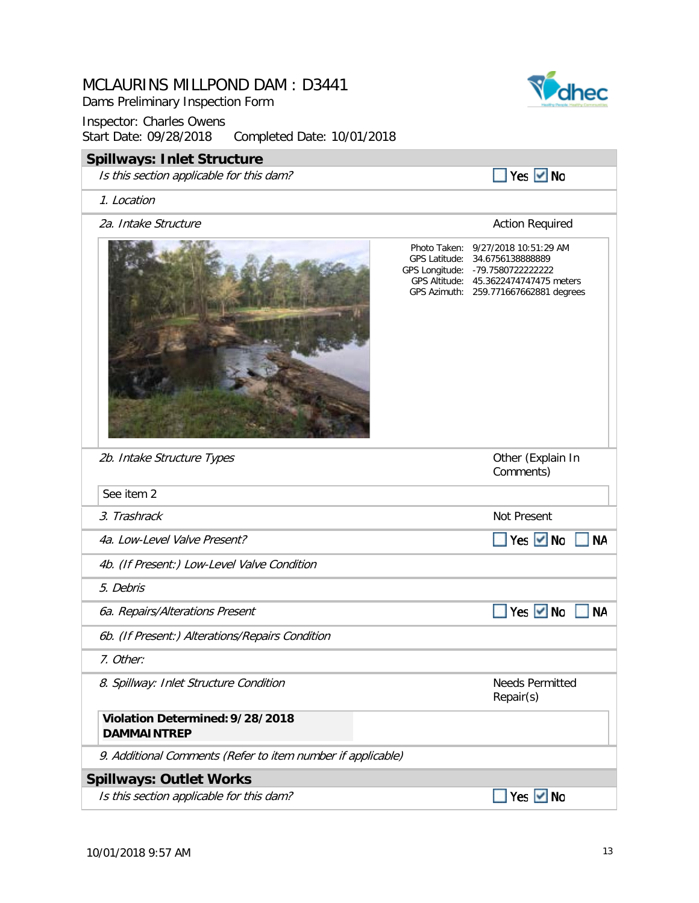# MCLAURINS MILLPOND DAM : D3441

Dams Preliminary Inspection Form

Inspector: Charles Owens

Start Date: 09/28/2018 Completed Date: 10/01/2018

## Spillways: Inlet Structure

| | |
|---|---|
| *Is this section applicable for this dam?* | ☐ Yes ☑ No |
| *1. Location* | |
| *2a. Intake Structure* | Action Required |

Photo Taken: 9/27/2018 10:51:29 AM
GPS Latitude: 34.6756138888889
GPS Longitude: -79.7580722222222
GPS Altitude: 45.3622474747475 meters
GPS Azimuth: 259.771667662881 degrees

| | |
|---|---|
| *2b. Intake Structure Types* | Other (Explain In Comments) |
| See item 2 | |
| *3. Trashrack* | Not Present |
| *4a. Low-Level Valve Present?* | ☐ Yes ☑ No ☐ NA |
| *4b. (If Present:) Low-Level Valve Condition* | |
| *5. Debris* | |
| *6a. Repairs/Alterations Present* | ☐ Yes ☑ No ☐ NA |
| *6b. (If Present:) Alterations/Repairs Condition* | |
| *7. Other:* | |
| *8. Spillway: Inlet Structure Condition* | Needs Permitted Repair(s) |

**Violation Determined: 9/28/2018**
**DAMMAINTREP**

*9. Additional Comments (Refer to item number if applicable)*

## Spillways: Outlet Works

| | |
|---|---|
| *Is this section applicable for this dam?* | ☐ Yes ☑ No |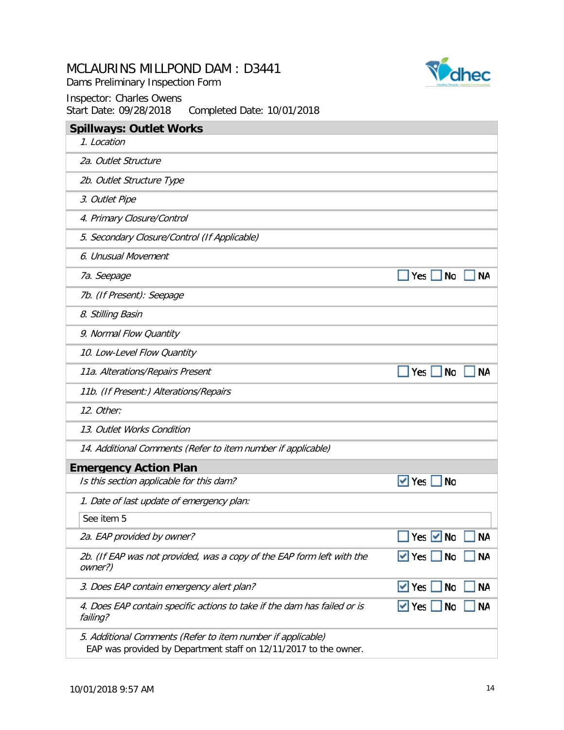# MCLAURINS MILLPOND DAM : D3441

Dams Preliminary Inspection Form

Inspector: Charles Owens

Start Date: 09/28/2018 Completed Date: 10/01/2018

## Spillways: Outlet Works

| Item | Response |
|---|---|
| *1. Location* | |
| *2a. Outlet Structure* | |
| *2b. Outlet Structure Type* | |
| *3. Outlet Pipe* | |
| *4. Primary Closure/Control* | |
| *5. Secondary Closure/Control (If Applicable)* | |
| *6. Unusual Movement* | |
| *7a. Seepage* | ☐ Yes ☐ No ☐ NA |
| *7b. (If Present): Seepage* | |
| *8. Stilling Basin* | |
| *9. Normal Flow Quantity* | |
| *10. Low-Level Flow Quantity* | |
| *11a. Alterations/Repairs Present* | ☐ Yes ☐ No ☐ NA |
| *11b. (If Present:) Alterations/Repairs* | |
| *12. Other:* | |
| *13. Outlet Works Condition* | |
| *14. Additional Comments (Refer to item number if applicable)* | |

## Emergency Action Plan

| Item | Response |
|---|---|
| *Is this section applicable for this dam?* | ☑ Yes ☐ No |
| *1. Date of last update of emergency plan:* | See item 5 |
| *2a. EAP provided by owner?* | ☐ Yes ☑ No ☐ NA |
| *2b. (If EAP was not provided, was a copy of the EAP form left with the owner?)* | ☑ Yes ☐ No ☐ NA |
| *3. Does EAP contain emergency alert plan?* | ☑ Yes ☐ No ☐ NA |
| *4. Does EAP contain specific actions to take if the dam has failed or is failing?* | ☑ Yes ☐ No ☐ NA |
| *5. Additional Comments (Refer to item number if applicable)* | EAP was provided by Department staff on 12/11/2017 to the owner. |

10/01/2018 9:57 AM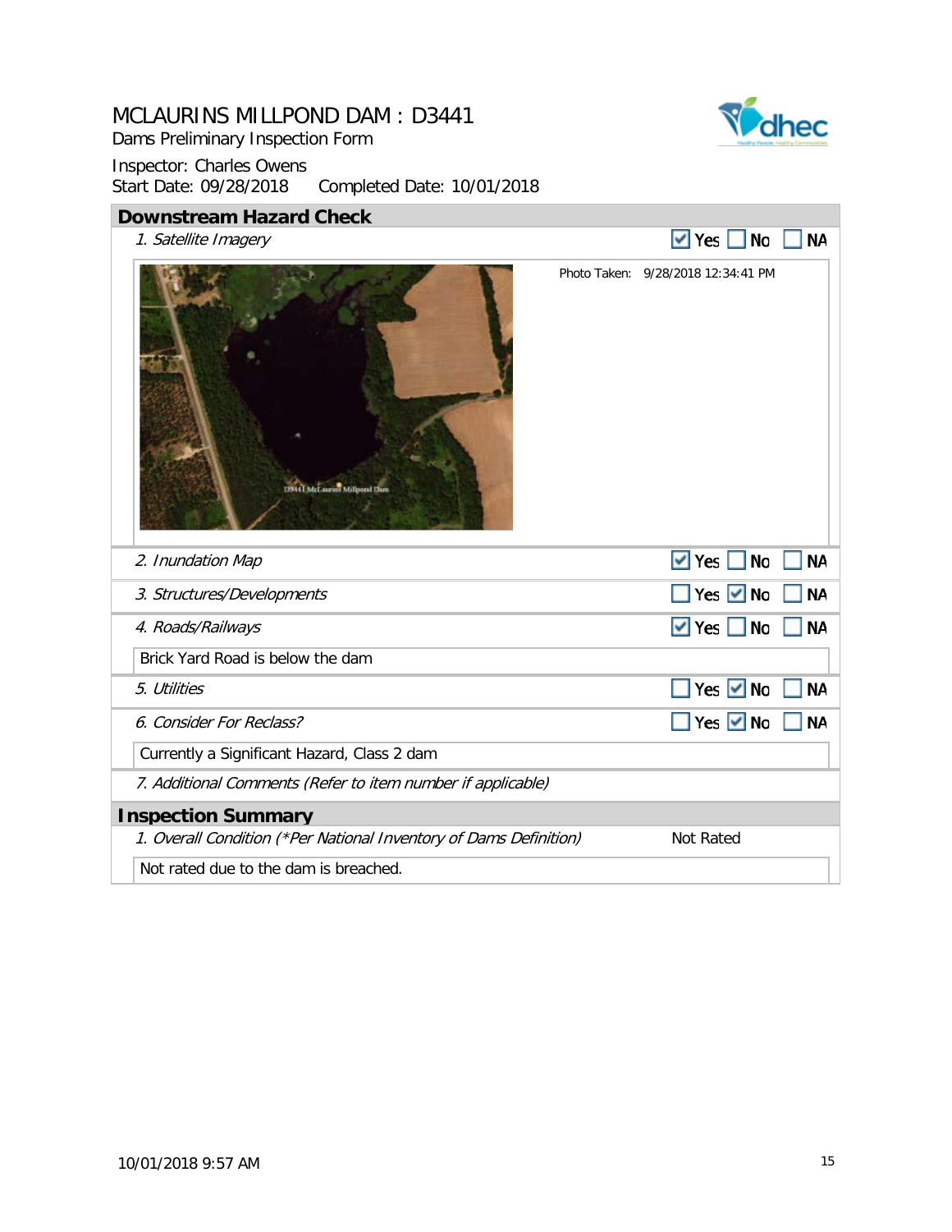# MCLAURINS MILLPOND DAM : D3441

Dams Preliminary Inspection Form

Inspector: Charles Owens

Start Date: 09/28/2018 Completed Date: 10/01/2018

## Downstream Hazard Check

*1. Satellite Imagery* — ☑ Yes ☐ No ☐ NA

Photo Taken: 9/28/2018 12:34:41 PM

*2. Inundation Map* — ☑ Yes ☐ No ☐ NA

*3. Structures/Developments* — ☐ Yes ☑ No ☐ NA

*4. Roads/Railways* — ☑ Yes ☐ No ☐ NA

Brick Yard Road is below the dam

*5. Utilities* — ☐ Yes ☑ No ☐ NA

*6. Consider For Reclass?* — ☐ Yes ☑ No ☐ NA

Currently a Significant Hazard, Class 2 dam

*7. Additional Comments (Refer to item number if applicable)*

## Inspection Summary

*1. Overall Condition (*Per National Inventory of Dams Definition)* — Not Rated

Not rated due to the dam is breached.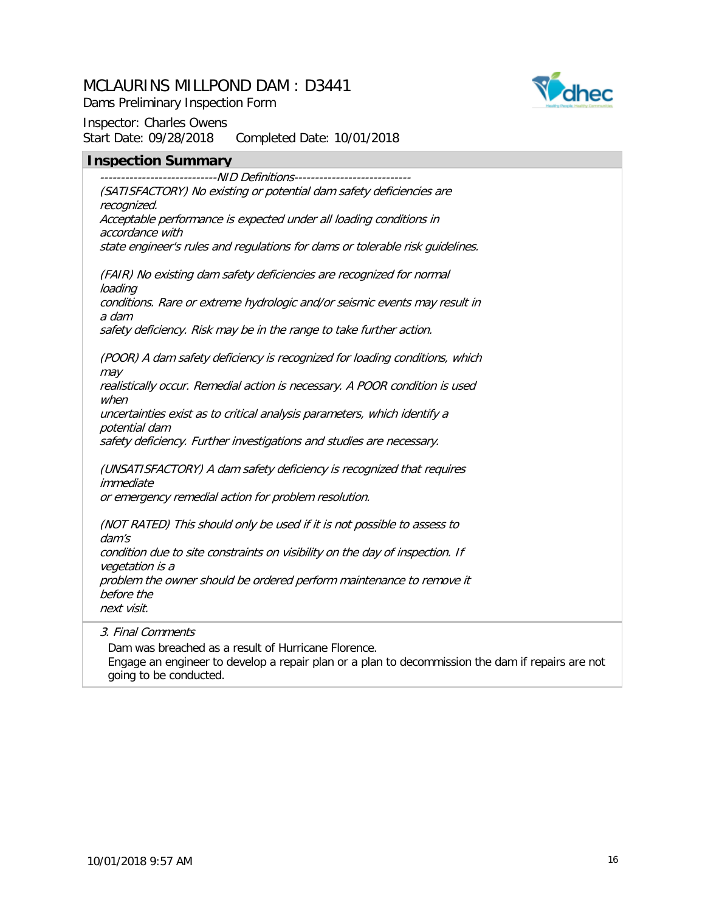# MCLAURINS MILLPOND DAM : D3441

Dams Preliminary Inspection Form

Inspector: Charles Owens
Start Date: 09/28/2018 Completed Date: 10/01/2018

## Inspection Summary

*----------------------------NID Definitions----------------------------*
*(SATISFACTORY) No existing or potential dam safety deficiencies are recognized.*
*Acceptable performance is expected under all loading conditions in accordance with*
*state engineer's rules and regulations for dams or tolerable risk guidelines.*

*(FAIR) No existing dam safety deficiencies are recognized for normal loading*
*conditions. Rare or extreme hydrologic and/or seismic events may result in a dam*
*safety deficiency. Risk may be in the range to take further action.*

*(POOR) A dam safety deficiency is recognized for loading conditions, which may*
*realistically occur. Remedial action is necessary. A POOR condition is used when*
*uncertainties exist as to critical analysis parameters, which identify a potential dam*
*safety deficiency. Further investigations and studies are necessary.*

*(UNSATISFACTORY) A dam safety deficiency is recognized that requires immediate*
*or emergency remedial action for problem resolution.*

*(NOT RATED) This should only be used if it is not possible to assess to dam's*
*condition due to site constraints on visibility on the day of inspection. If vegetation is a*
*problem the owner should be ordered perform maintenance to remove it before the*
*next visit.*

*3. Final Comments*

Dam was breached as a result of Hurricane Florence.
Engage an engineer to develop a repair plan or a plan to decommission the dam if repairs are not going to be conducted.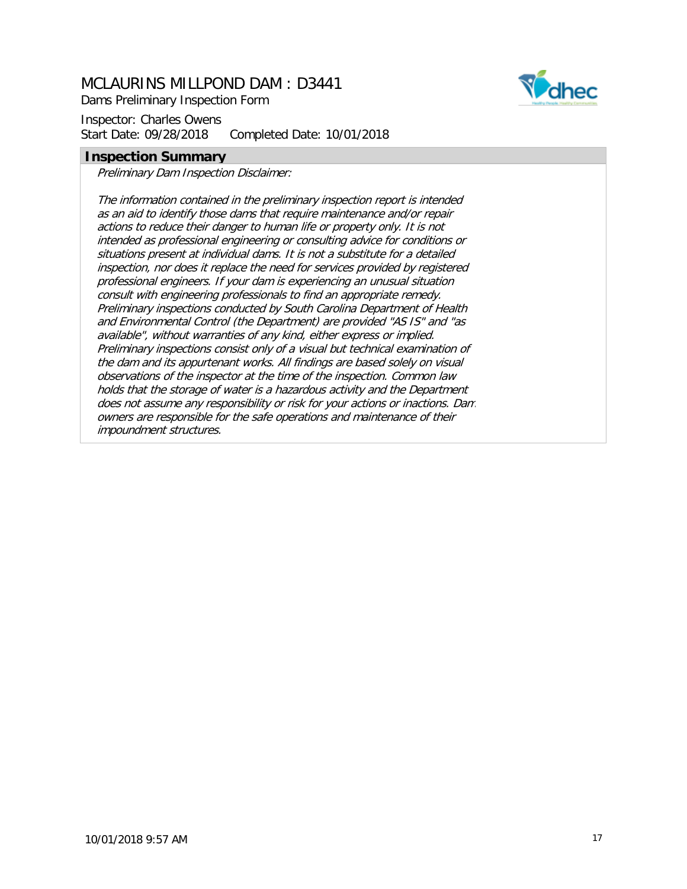# MCLAURINS MILLPOND DAM : D3441

Dams Preliminary Inspection Form

Inspector: Charles Owens
Start Date: 09/28/2018 Completed Date: 10/01/2018

## Inspection Summary

*Preliminary Dam Inspection Disclaimer:*

*The information contained in the preliminary inspection report is intended as an aid to identify those dams that require maintenance and/or repair actions to reduce their danger to human life or property only. It is not intended as professional engineering or consulting advice for conditions or situations present at individual dams. It is not a substitute for a detailed inspection, nor does it replace the need for services provided by registered professional engineers. If your dam is experiencing an unusual situation consult with engineering professionals to find an appropriate remedy. Preliminary inspections conducted by South Carolina Department of Health and Environmental Control (the Department) are provided "AS IS" and "as available", without warranties of any kind, either express or implied. Preliminary inspections consist only of a visual but technical examination of the dam and its appurtenant works. All findings are based solely on visual observations of the inspector at the time of the inspection. Common law holds that the storage of water is a hazardous activity and the Department does not assume any responsibility or risk for your actions or inactions. Dam owners are responsible for the safe operations and maintenance of their impoundment structures.*

10/01/2018 9:57 AM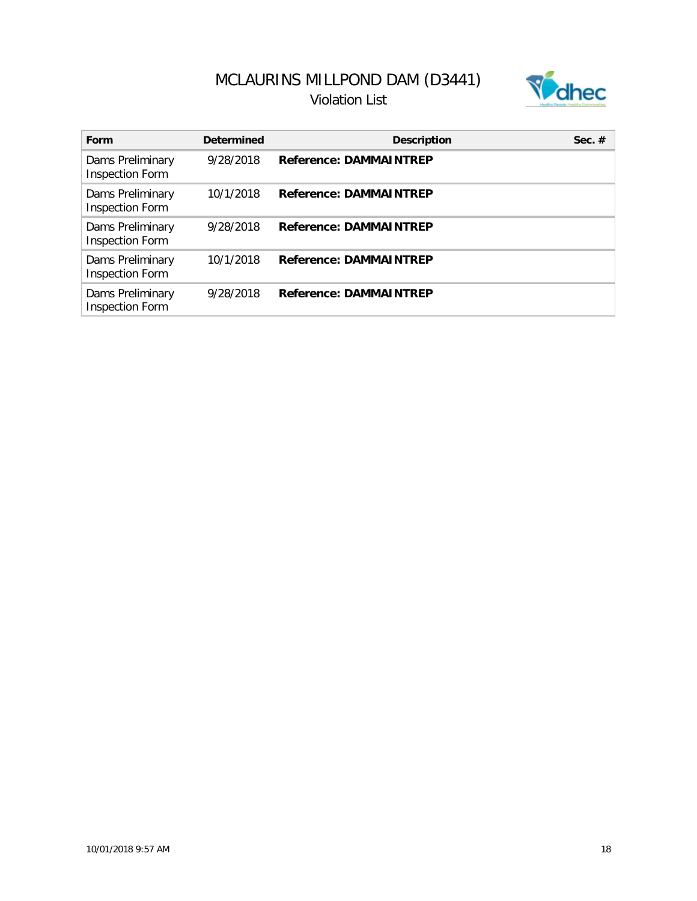# MCLAURINS MILLPOND DAM (D3441)

## Violation List

| Form | Determined | Description | Sec. # |
|---|---|---|---|
| Dams Preliminary Inspection Form | 9/28/2018 | **Reference: DAMMAINTREP** | |
| Dams Preliminary Inspection Form | 10/1/2018 | **Reference: DAMMAINTREP** | |
| Dams Preliminary Inspection Form | 9/28/2018 | **Reference: DAMMAINTREP** | |
| Dams Preliminary Inspection Form | 10/1/2018 | **Reference: DAMMAINTREP** | |
| Dams Preliminary Inspection Form | 9/28/2018 | **Reference: DAMMAINTREP** | |

10/01/2018 9:57 AM